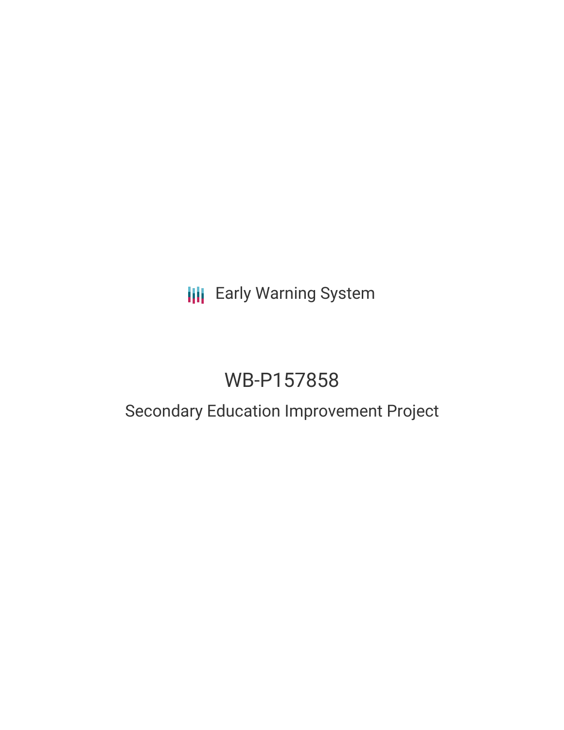Early Warning System

# WB-P157858

## Secondary Education Improvement Project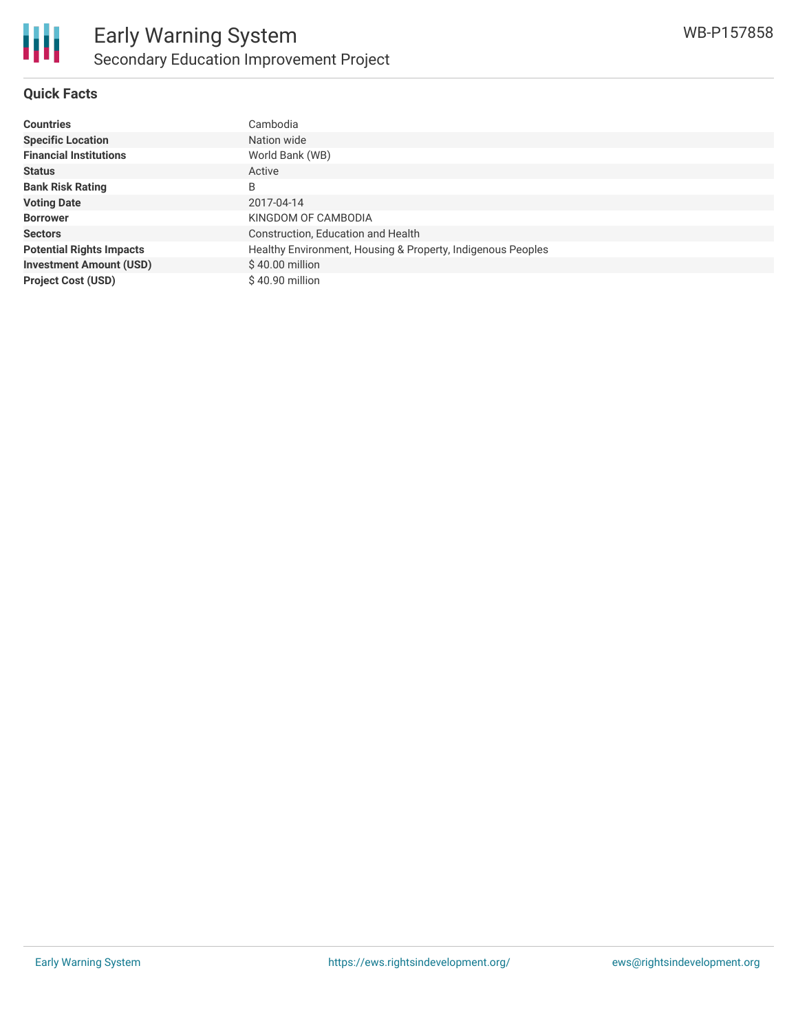# Early Warning System
## Secondary Education Improvement Project

WB-P157858

### Quick Facts

| | |
|---|---|
| **Countries** | Cambodia |
| **Specific Location** | Nation wide |
| **Financial Institutions** | World Bank (WB) |
| **Status** | Active |
| **Bank Risk Rating** | B |
| **Voting Date** | 2017-04-14 |
| **Borrower** | KINGDOM OF CAMBODIA |
| **Sectors** | Construction, Education and Health |
| **Potential Rights Impacts** | Healthy Environment, Housing & Property, Indigenous Peoples |
| **Investment Amount (USD)** | $ 40.00 million |
| **Project Cost (USD)** | $ 40.90 million |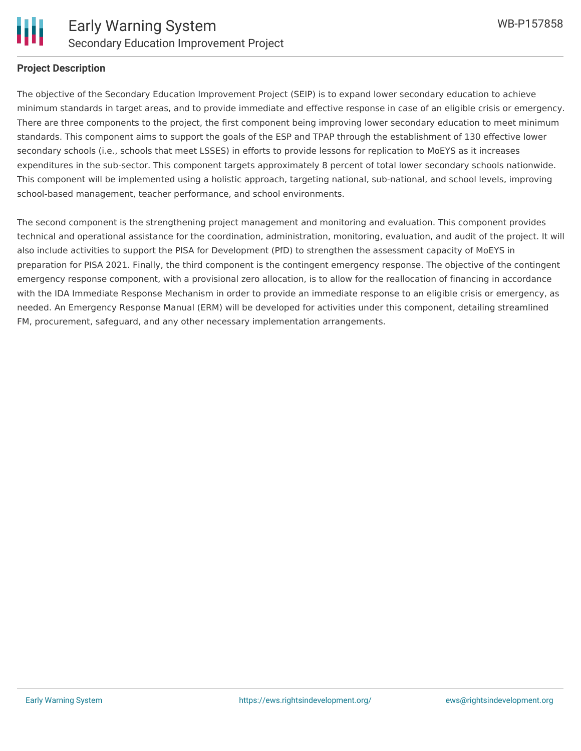**Project Description**

The objective of the Secondary Education Improvement Project (SEIP) is to expand lower secondary education to achieve minimum standards in target areas, and to provide immediate and effective response in case of an eligible crisis or emergency. There are three components to the project, the first component being improving lower secondary education to meet minimum standards. This component aims to support the goals of the ESP and TPAP through the establishment of 130 effective lower secondary schools (i.e., schools that meet LSSES) in efforts to provide lessons for replication to MoEYS as it increases expenditures in the sub-sector. This component targets approximately 8 percent of total lower secondary schools nationwide. This component will be implemented using a holistic approach, targeting national, sub-national, and school levels, improving school-based management, teacher performance, and school environments.

The second component is the strengthening project management and monitoring and evaluation. This component provides technical and operational assistance for the coordination, administration, monitoring, evaluation, and audit of the project. It will also include activities to support the PISA for Development (PfD) to strengthen the assessment capacity of MoEYS in preparation for PISA 2021. Finally, the third component is the contingent emergency response. The objective of the contingent emergency response component, with a provisional zero allocation, is to allow for the reallocation of financing in accordance with the IDA Immediate Response Mechanism in order to provide an immediate response to an eligible crisis or emergency, as needed. An Emergency Response Manual (ERM) will be developed for activities under this component, detailing streamlined FM, procurement, safeguard, and any other necessary implementation arrangements.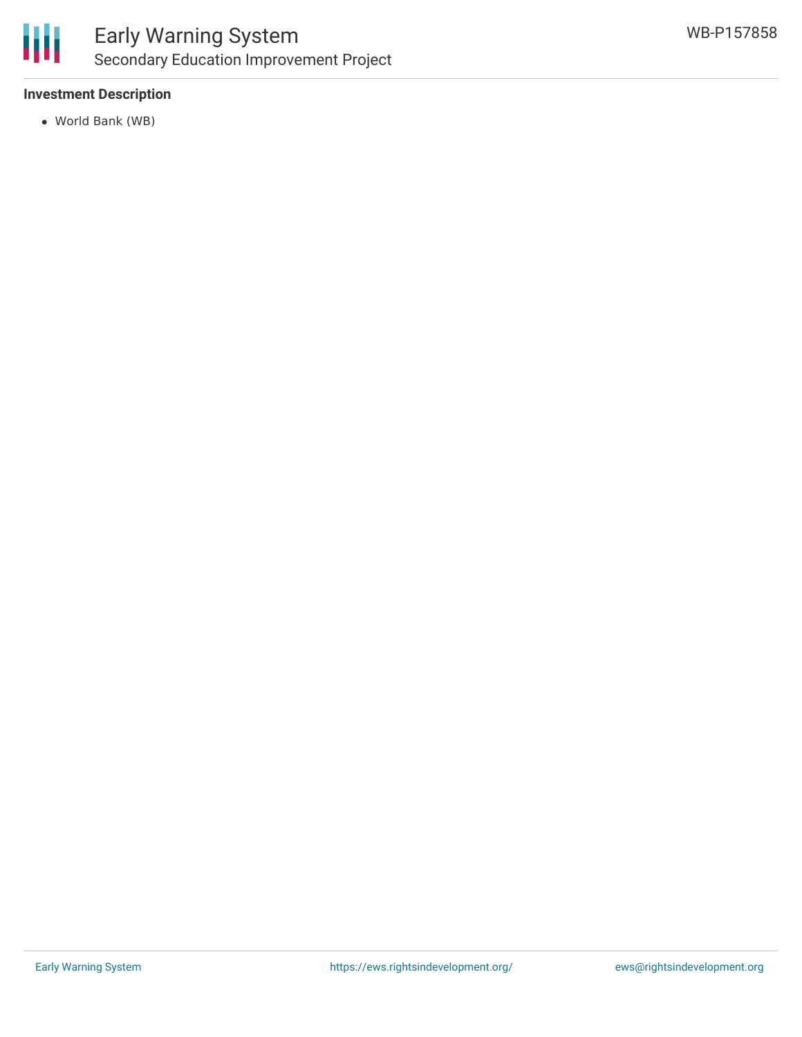**Investment Description**

- World Bank (WB)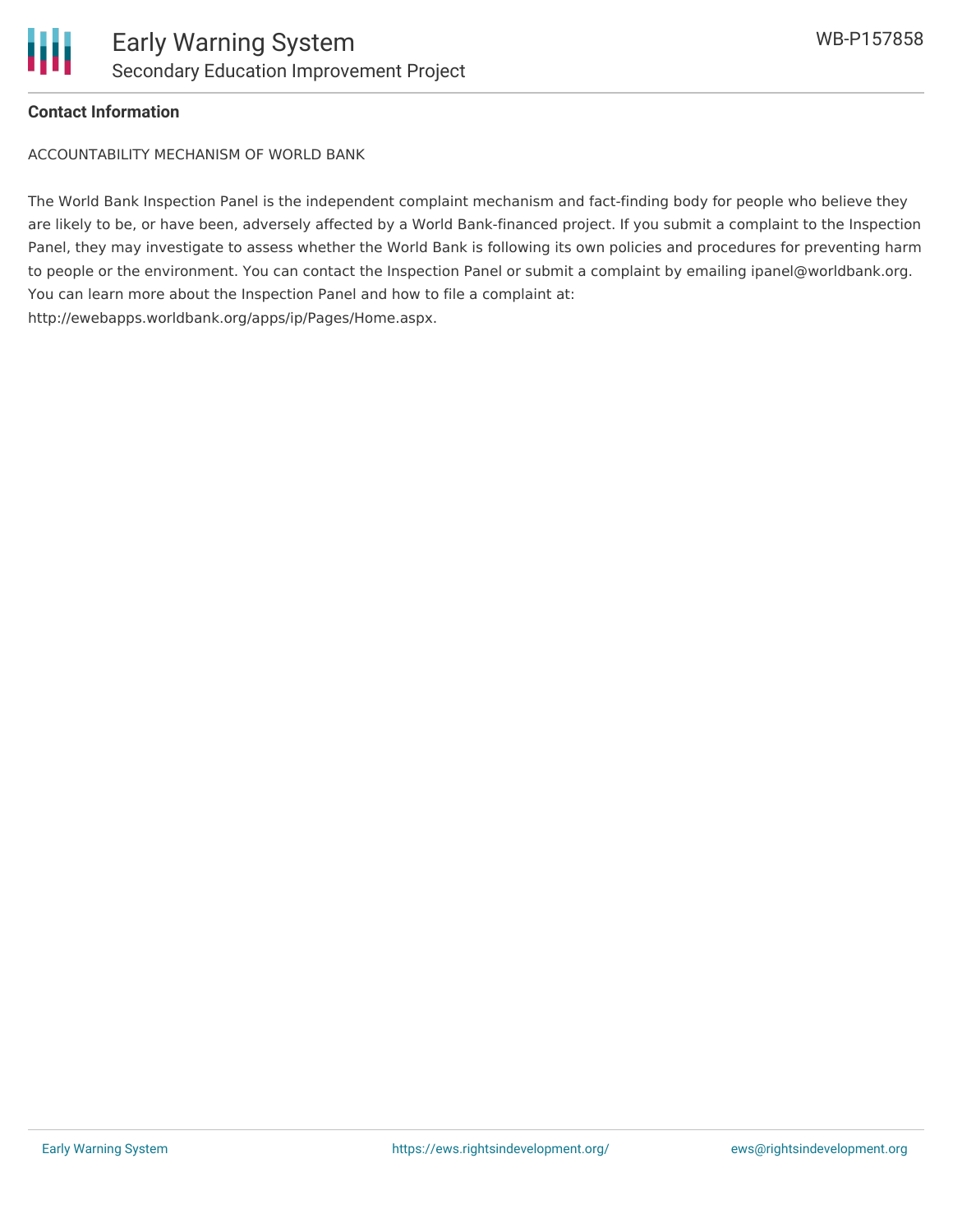**Contact Information**

ACCOUNTABILITY MECHANISM OF WORLD BANK

The World Bank Inspection Panel is the independent complaint mechanism and fact-finding body for people who believe they are likely to be, or have been, adversely affected by a World Bank-financed project. If you submit a complaint to the Inspection Panel, they may investigate to assess whether the World Bank is following its own policies and procedures for preventing harm to people or the environment. You can contact the Inspection Panel or submit a complaint by emailing ipanel@worldbank.org. You can learn more about the Inspection Panel and how to file a complaint at: http://ewebapps.worldbank.org/apps/ip/Pages/Home.aspx.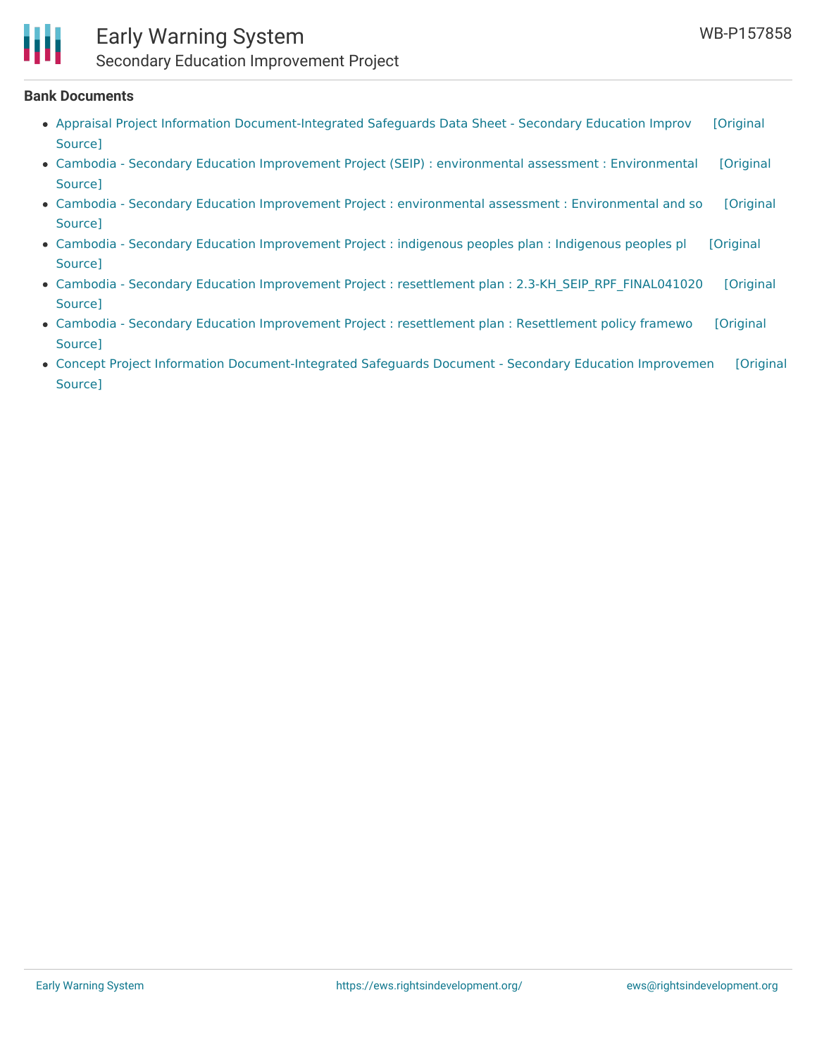**Bank Documents**

- Appraisal Project Information Document-Integrated Safeguards Data Sheet - Secondary Education Improv [Original Source]
- Cambodia - Secondary Education Improvement Project (SEIP) : environmental assessment : Environmental [Original Source]
- Cambodia - Secondary Education Improvement Project : environmental assessment : Environmental and so [Original Source]
- Cambodia - Secondary Education Improvement Project : indigenous peoples plan : Indigenous peoples pl [Original Source]
- Cambodia - Secondary Education Improvement Project : resettlement plan : 2.3-KH_SEIP_RPF_FINAL041020 [Original Source]
- Cambodia - Secondary Education Improvement Project : resettlement plan : Resettlement policy framewo [Original Source]
- Concept Project Information Document-Integrated Safeguards Document - Secondary Education Improvemen [Original Source]